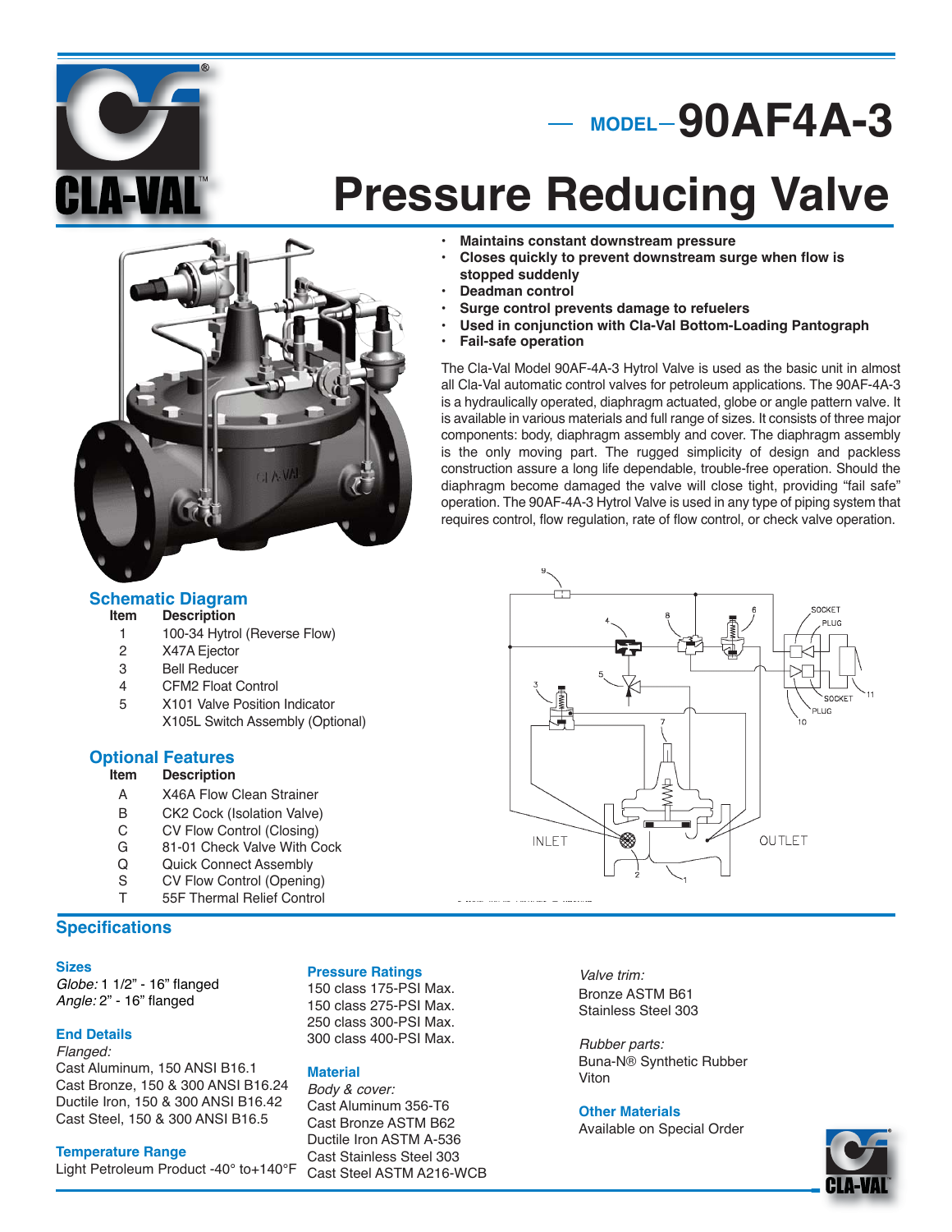# MODEL – 90AF4A-3

# Pressure Reducing Valve

- **Maintains constant downstream pressure**
- **Closes quickly to prevent downstream surge when flow is stopped suddenly**
- **Deadman control**
- **Surge control prevents damage to refuelers**
- **Used in conjunction with Cla-Val Bottom-Loading Pantograph**
- **Fail-safe operation**

The Cla-Val Model 90AF-4A-3 Hytrol Valve is used as the basic unit in almost all Cla-Val automatic control valves for petroleum applications. The 90AF-4A-3 is a hydraulically operated, diaphragm actuated, globe or angle pattern valve. It is available in various materials and full range of sizes. It consists of three major components: body, diaphragm assembly and cover. The diaphragm assembly is the only moving part. The rugged simplicity of design and packless construction assure a long life dependable, trouble-free operation. Should the diaphragm become damaged the valve will close tight, providing "fail safe" operation. The 90AF-4A-3 Hytrol Valve is used in any type of piping system that requires control, flow regulation, rate of flow control, or check valve operation.

## Schematic Diagram

| Item | Description |
|---|---|
| 1 | 100-34 Hytrol (Reverse Flow) |
| 2 | X47A Ejector |
| 3 | Bell Reducer |
| 4 | CFM2 Float Control |
| 5 | X101 Valve Position Indicator<br>X105L Switch Assembly (Optional) |

## Optional Features

| Item | Description |
|---|---|
| A | X46A Flow Clean Strainer |
| B | CK2 Cock (Isolation Valve) |
| C | CV Flow Control (Closing) |
| G | 81-01 Check Valve With Cock |
| Q | Quick Connect Assembly |
| S | CV Flow Control (Opening) |
| T | 55F Thermal Relief Control |

## Specifications

### Sizes

*Globe:* 1 1/2" - 16" flanged
*Angle:* 2" - 16" flanged

### End Details

*Flanged:*
Cast Aluminum, 150 ANSI B16.1
Cast Bronze, 150 & 300 ANSI B16.24
Ductile Iron, 150 & 300 ANSI B16.42
Cast Steel, 150 & 300 ANSI B16.5

### Temperature Range

Light Petroleum Product -40° to+140°F

### Pressure Ratings

150 class 175-PSI Max.
150 class 275-PSI Max.
250 class 300-PSI Max.
300 class 400-PSI Max.

### Material

*Body & cover:*
Cast Aluminum 356-T6
Cast Bronze ASTM B62
Ductile Iron ASTM A-536
Cast Stainless Steel 303
Cast Steel ASTM A216-WCB

*Valve trim:*
Bronze ASTM B61
Stainless Steel 303

*Rubber parts:*
Buna-N® Synthetic Rubber
Viton

### Other Materials

Available on Special Order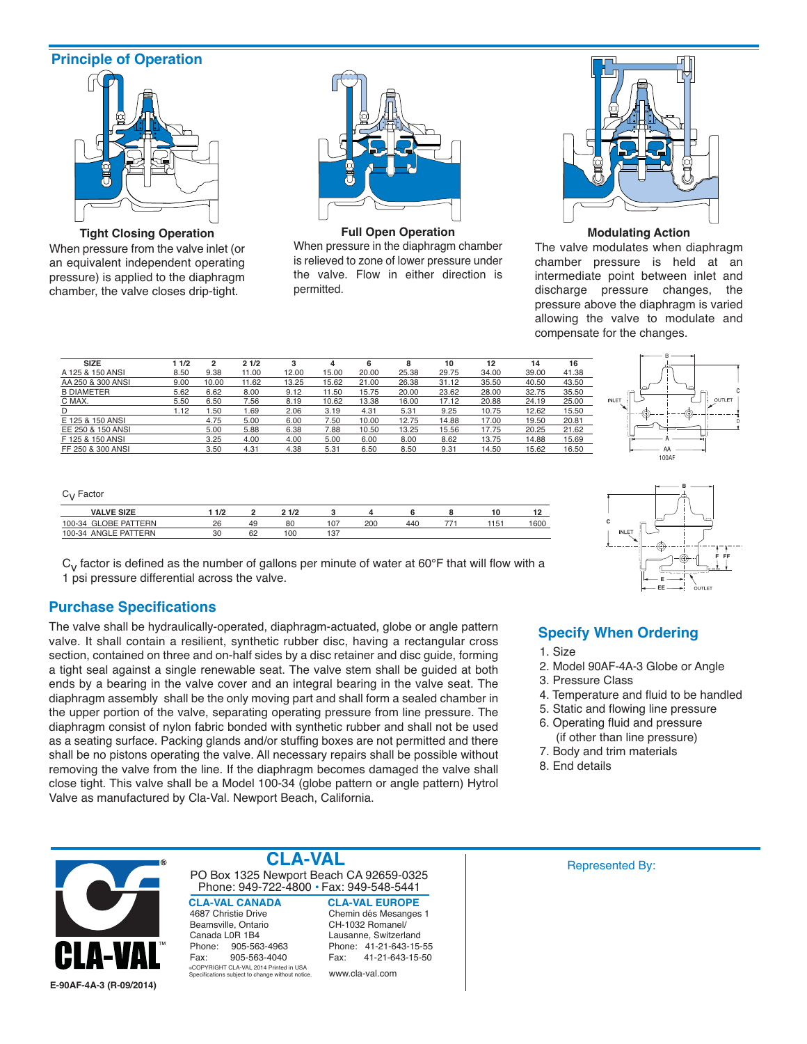## Principle of Operation

**Tight Closing Operation**

When pressure from the valve inlet (or an equivalent independent operating pressure) is applied to the diaphragm chamber, the valve closes drip-tight.

**Full Open Operation**

When pressure in the diaphragm chamber is relieved to zone of lower pressure under the valve. Flow in either direction is permitted.

**Modulating Action**

The valve modulates when diaphragm chamber pressure is held at an intermediate point between inlet and discharge pressure changes, the pressure above the diaphragm is varied allowing the valve to modulate and compensate for the changes.

| SIZE | 1 1/2 | 2 | 2 1/2 | 3 | 4 | 6 | 8 | 10 | 12 | 14 | 16 |
|---|---|---|---|---|---|---|---|---|---|---|---|
| A 125 & 150 ANSI | 8.50 | 9.38 | 11.00 | 12.00 | 15.00 | 20.00 | 25.38 | 29.75 | 34.00 | 39.00 | 41.38 |
| AA 250 & 300 ANSI | 9.00 | 10.00 | 11.62 | 13.25 | 15.62 | 21.00 | 26.38 | 31.12 | 35.50 | 40.50 | 43.50 |
| B DIAMETER | 5.62 | 6.62 | 8.00 | 9.12 | 11.50 | 15.75 | 20.00 | 23.62 | 28.00 | 32.75 | 35.50 |
| C MAX. | 5.50 | 6.50 | 7.56 | 8.19 | 10.62 | 13.38 | 16.00 | 17.12 | 20.88 | 24.19 | 25.00 |
| D | 1.12 | 1.50 | 1.69 | 2.06 | 3.19 | 4.31 | 5.31 | 9.25 | 10.75 | 12.62 | 15.50 |
| E 125 & 150 ANSI | | 4.75 | 5.00 | 6.00 | 7.50 | 10.00 | 12.75 | 14.88 | 17.00 | 19.50 | 20.81 |
| EE 250 & 150 ANSI | | 5.00 | 5.88 | 6.38 | 7.88 | 10.50 | 13.25 | 15.56 | 17.75 | 20.25 | 21.62 |
| F 125 & 150 ANSI | | 3.25 | 4.00 | 4.00 | 5.00 | 6.00 | 8.00 | 8.62 | 13.75 | 14.88 | 15.69 |
| FF 250 & 300 ANSI | | 3.50 | 4.31 | 4.38 | 5.31 | 6.50 | 8.50 | 9.31 | 14.50 | 15.62 | 16.50 |

B
C
INLET
OUTLET
D
A
AA
100AF

$C_V$ Factor

| VALVE SIZE | 1 1/2 | 2 | 2 1/2 | 3 | 4 | 6 | 8 | 10 | 12 |
|---|---|---|---|---|---|---|---|---|---|
| 100-34 GLOBE PATTERN | 26 | 49 | 80 | 107 | 200 | 440 | 771 | 1151 | 1600 |
| 100-34 ANGLE PATTERN | 30 | 62 | 100 | 137 | | | | | |

B
C
INLET
F FF
E
EE
OUTLET

$C_V$ factor is defined as the number of gallons per minute of water at 60°F that will flow with a 1 psi pressure differential across the valve.

## Purchase Specifications

The valve shall be hydraulically-operated, diaphragm-actuated, globe or angle pattern valve. It shall contain a resilient, synthetic rubber disc, having a rectangular cross section, contained on three and on-half sides by a disc retainer and disc guide, forming a tight seal against a single renewable seat. The valve stem shall be guided at both ends by a bearing in the valve cover and an integral bearing in the valve seat. The diaphragm assembly shall be the only moving part and shall form a sealed chamber in the upper portion of the valve, separating operating pressure from line pressure. The diaphragm consist of nylon fabric bonded with synthetic rubber and shall not be used as a seating surface. Packing glands and/or stuffing boxes are not permitted and there shall be no pistons operating the valve. All necessary repairs shall be possible without removing the valve from the line. If the diaphragm becomes damaged the valve shall close tight. This valve shall be a Model 100-34 (globe pattern or angle pattern) Hytrol Valve as manufactured by Cla-Val. Newport Beach, California.

## Specify When Ordering

1. Size
2. Model 90AF-4A-3 Globe or Angle
3. Pressure Class
4. Temperature and fluid to be handled
5. Static and flowing line pressure
6. Operating fluid and pressure (if other than line pressure)
7. Body and trim materials
8. End details

**CLA-VAL**

PO Box 1325 Newport Beach CA 92659-0325
Phone: 949-722-4800 • Fax: 949-548-5441

**CLA-VAL CANADA**
4687 Christie Drive
Beamsville, Ontario
Canada L0R 1B4
Phone: 905-563-4963
Fax: 905-563-4040

**CLA-VAL EUROPE**
Chemin dés Mesanges 1
CH-1032 Romanel/
Lausanne, Switzerland
Phone: 41-21-643-15-55
Fax: 41-21-643-15-50

©COPYRIGHT CLA-VAL 2014 Printed in USA
Specifications subject to change without notice.

www.cla-val.com

Represented By:

E-90AF-4A-3 (R-09/2014)